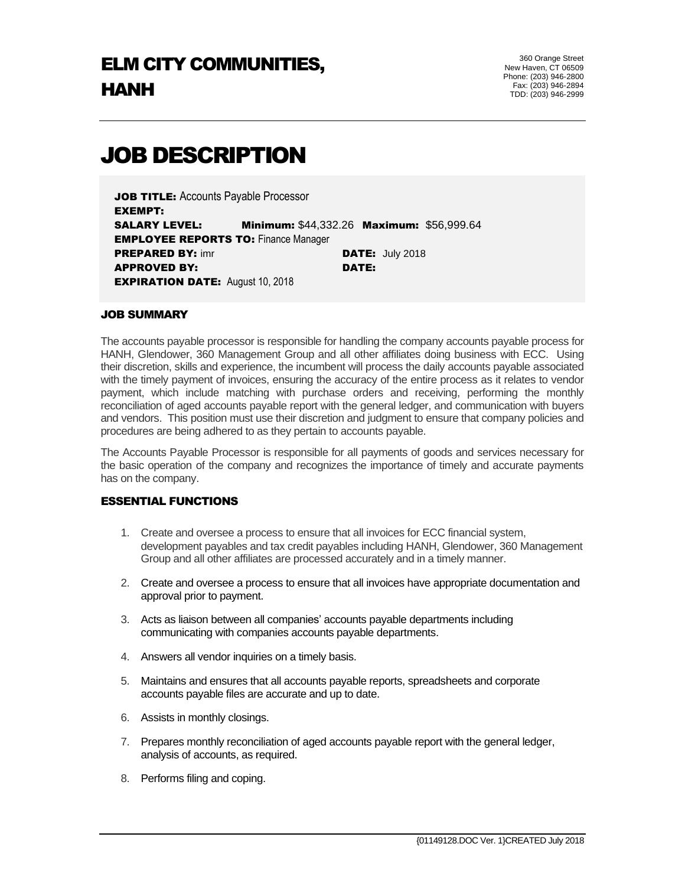# ELM CITY COMMUNITIES, HANH

360 Orange Street
New Haven, CT 06509
Phone: (203) 946-2800
Fax: (203) 946-2894
TDD: (203) 946-2999

# JOB DESCRIPTION

**JOB TITLE:** Accounts Payable Processor
**EXEMPT:**
**SALARY LEVEL:** **Minimum:** $44,332.26 **Maximum:** $56,999.64
**EMPLOYEE REPORTS TO:** Finance Manager
**PREPARED BY:** imr **DATE:** July 2018
**APPROVED BY:** **DATE:**
**EXPIRATION DATE:** August 10, 2018

## JOB SUMMARY

The accounts payable processor is responsible for handling the company accounts payable process for HANH, Glendower, 360 Management Group and all other affiliates doing business with ECC. Using their discretion, skills and experience, the incumbent will process the daily accounts payable associated with the timely payment of invoices, ensuring the accuracy of the entire process as it relates to vendor payment, which include matching with purchase orders and receiving, performing the monthly reconciliation of aged accounts payable report with the general ledger, and communication with buyers and vendors. This position must use their discretion and judgment to ensure that company policies and procedures are being adhered to as they pertain to accounts payable.

The Accounts Payable Processor is responsible for all payments of goods and services necessary for the basic operation of the company and recognizes the importance of timely and accurate payments has on the company.

## ESSENTIAL FUNCTIONS

1. Create and oversee a process to ensure that all invoices for ECC financial system, development payables and tax credit payables including HANH, Glendower, 360 Management Group and all other affiliates are processed accurately and in a timely manner.
2. Create and oversee a process to ensure that all invoices have appropriate documentation and approval prior to payment.
3. Acts as liaison between all companies' accounts payable departments including communicating with companies accounts payable departments.
4. Answers all vendor inquiries on a timely basis.
5. Maintains and ensures that all accounts payable reports, spreadsheets and corporate accounts payable files are accurate and up to date.
6. Assists in monthly closings.
7. Prepares monthly reconciliation of aged accounts payable report with the general ledger, analysis of accounts, as required.
8. Performs filing and coping.

{01149128.DOC Ver. 1}CREATED July 2018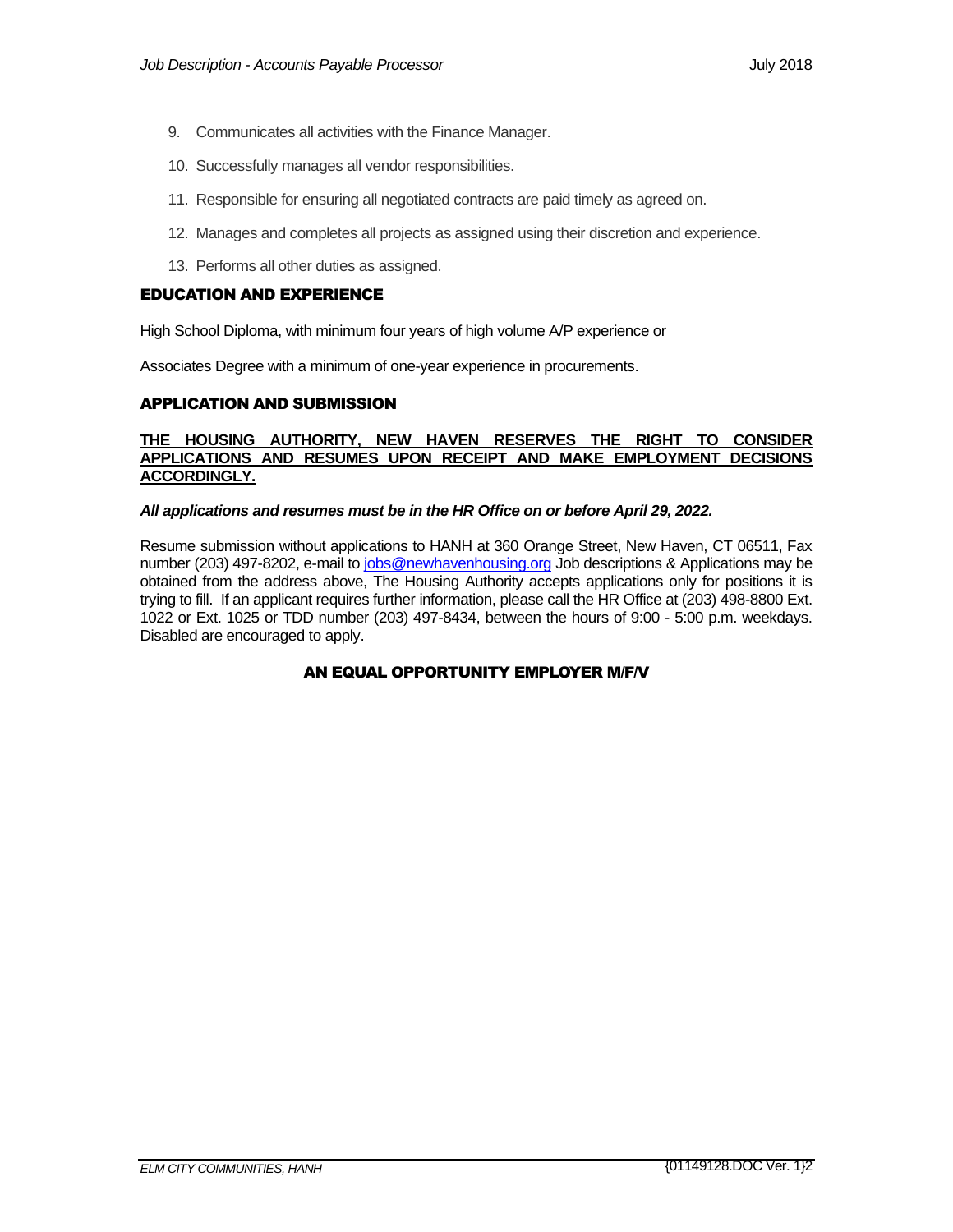9. Communicates all activities with the Finance Manager.
10. Successfully manages all vendor responsibilities.
11. Responsible for ensuring all negotiated contracts are paid timely as agreed on.
12. Manages and completes all projects as assigned using their discretion and experience.
13. Performs all other duties as assigned.

## EDUCATION AND EXPERIENCE

High School Diploma, with minimum four years of high volume A/P experience or

Associates Degree with a minimum of one-year experience in procurements.

## APPLICATION AND SUBMISSION

**THE HOUSING AUTHORITY, NEW HAVEN RESERVES THE RIGHT TO CONSIDER APPLICATIONS AND RESUMES UPON RECEIPT AND MAKE EMPLOYMENT DECISIONS ACCORDINGLY.**

***All applications and resumes must be in the HR Office on or before April 29, 2022.***

Resume submission without applications to HANH at 360 Orange Street, New Haven, CT 06511, Fax number (203) 497-8202, e-mail to jobs@newhavenhousing.org Job descriptions & Applications may be obtained from the address above, The Housing Authority accepts applications only for positions it is trying to fill. If an applicant requires further information, please call the HR Office at (203) 498-8800 Ext. 1022 or Ext. 1025 or TDD number (203) 497-8434, between the hours of 9:00 - 5:00 p.m. weekdays. Disabled are encouraged to apply.

**AN EQUAL OPPORTUNITY EMPLOYER M/F/V**